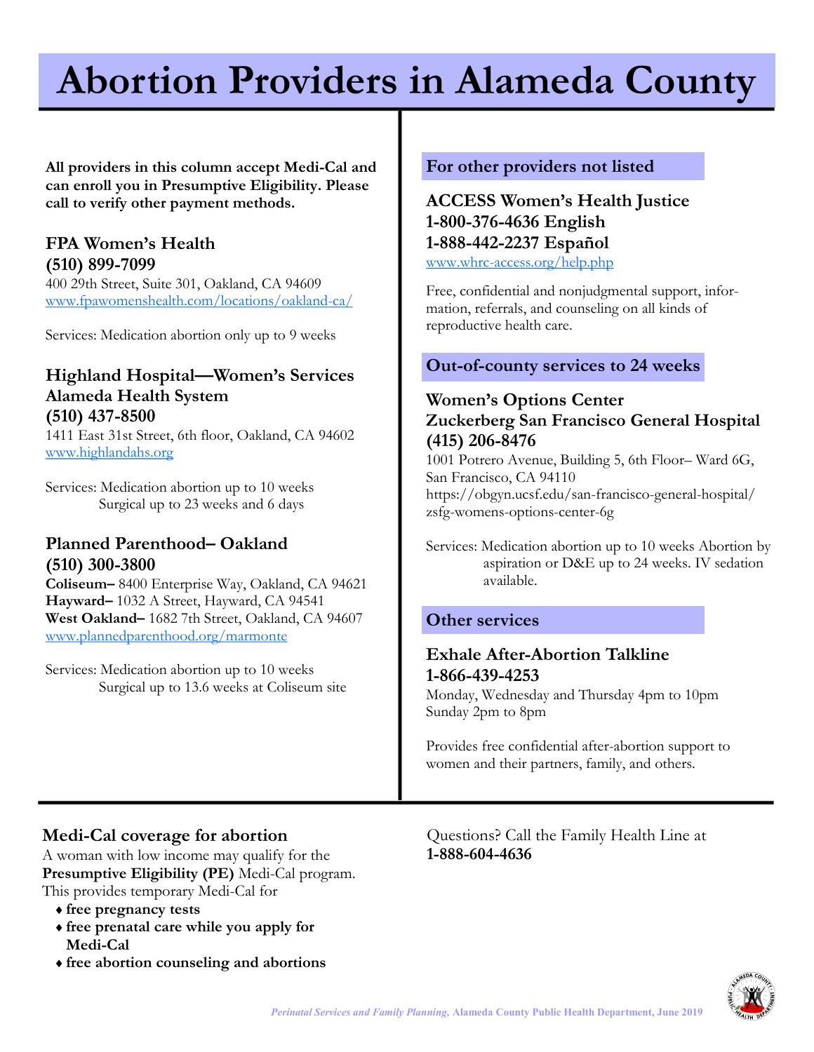# Abortion Providers in Alameda County

**All providers in this column accept Medi-Cal and can enroll you in Presumptive Eligibility. Please call to verify other payment methods.**

### FPA Women's Health
**(510) 899-7099**
400 29th Street, Suite 301, Oakland, CA 94609
www.fpawomenshealth.com/locations/oakland-ca/

Services: Medication abortion only up to 9 weeks

### Highland Hospital—Women's Services Alameda Health System
**(510) 437-8500**
1411 East 31st Street, 6th floor, Oakland, CA 94602
www.highlandahs.org

Services: Medication abortion up to 10 weeks
Surgical up to 23 weeks and 6 days

### Planned Parenthood– Oakland
**(510) 300-3800**
**Coliseum–** 8400 Enterprise Way, Oakland, CA 94621
**Hayward–** 1032 A Street, Hayward, CA 94541
**West Oakland–** 1682 7th Street, Oakland, CA 94607
www.plannedparenthood.org/marmonte

Services: Medication abortion up to 10 weeks
Surgical up to 13.6 weeks at Coliseum site

## For other providers not listed

### ACCESS Women's Health Justice
**1-800-376-4636 English**
**1-888-442-2237 Español**
www.whrc-access.org/help.php

Free, confidential and nonjudgmental support, information, referrals, and counseling on all kinds of reproductive health care.

## Out-of-county services to 24 weeks

### Women's Options Center Zuckerberg San Francisco General Hospital
**(415) 206-8476**
1001 Potrero Avenue, Building 5, 6th Floor– Ward 6G, San Francisco, CA 94110
https://obgyn.ucsf.edu/san-francisco-general-hospital/zsfg-womens-options-center-6g

Services: Medication abortion up to 10 weeks Abortion by aspiration or D&E up to 24 weeks. IV sedation available.

## Other services

### Exhale After-Abortion Talkline
**1-866-439-4253**
Monday, Wednesday and Thursday 4pm to 10pm
Sunday 2pm to 8pm

Provides free confidential after-abortion support to women and their partners, family, and others.

## Medi-Cal coverage for abortion

A woman with low income may qualify for the **Presumptive Eligibility (PE)** Medi-Cal program. This provides temporary Medi-Cal for

- **free pregnancy tests**
- **free prenatal care while you apply for Medi-Cal**
- **free abortion counseling and abortions**

Questions? Call the Family Health Line at **1-888-604-4636**

*Perinatal Services and Family Planning,* Alameda County Public Health Department, June 2019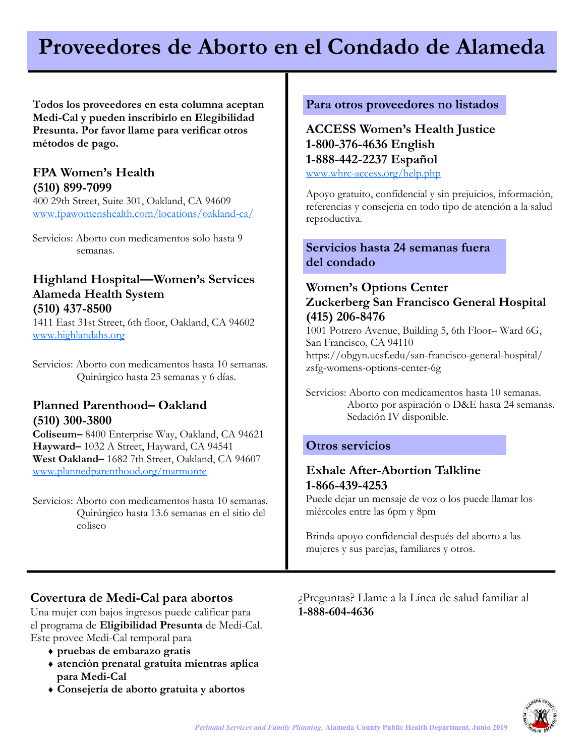# Proveedores de Aborto en el Condado de Alameda

**Todos los proveedores en esta columna aceptan Medi-Cal y pueden inscribirlo en Elegibilidad Presunta. Por favor llame para verificar otros métodos de pago.**

### FPA Women's Health
**(510) 899-7099**

400 29th Street, Suite 301, Oakland, CA 94609
www.fpawomenshealth.com/locations/oakland-ca/

Servicios: Aborto con medicamentos solo hasta 9 semanas.

### Highland Hospital—Women's Services
### Alameda Health System
**(510) 437-8500**

1411 East 31st Street, 6th floor, Oakland, CA 94602
www.highlandahs.org

Servicios: Aborto con medicamentos hasta 10 semanas. Quirúrgico hasta 23 semanas y 6 días.

### Planned Parenthood– Oakland
**(510) 300-3800**

**Coliseum–** 8400 Enterprise Way, Oakland, CA 94621
**Hayward–** 1032 A Street, Hayward, CA 94541
**West Oakland–** 1682 7th Street, Oakland, CA 94607
www.plannedparenthood.org/marmonte

Servicios: Aborto con medicamentos hasta 10 semanas. Quirúrgico hasta 13.6 semanas en el sitio del coliseo

## Para otros proveedores no listados

### ACCESS Women's Health Justice
**1-800-376-4636 English**
**1-888-442-2237 Español**

www.whrc-access.org/help.php

Apoyo gratuito, confidencial y sin prejuicios, información, referencias y consejeria en todo tipo de atención a la salud reproductiva.

## Servicios hasta 24 semanas fuera del condado

### Women's Options Center
### Zuckerberg San Francisco General Hospital
**(415) 206-8476**

1001 Potrero Avenue, Building 5, 6th Floor– Ward 6G, San Francisco, CA 94110
https://obgyn.ucsf.edu/san-francisco-general-hospital/zsfg-womens-options-center-6g

Servicios: Aborto con medicamentos hasta 10 semanas. Aborto por aspiración o D&E hasta 24 semanas. Sedación IV disponible.

## Otros servicios

### Exhale After-Abortion Talkline
**1-866-439-4253**

Puede dejar un mensaje de voz o los puede llamar los miércoles entre las 6pm y 8pm

Brinda apoyo confidencial después del aborto a las mujeres y sus parejas, familiares y otros.

## Covertura de Medi-Cal para abortos

Una mujer con bajos ingresos puede calificar para el programa de **Eligibilidad Presunta** de Medi-Cal. Este provee Medi-Cal temporal para

- **pruebas de embarazo gratis**
- **atención prenatal gratuita mientras aplica para Medi-Cal**
- **Consejería de aborto gratuita y abortos**

¿Preguntas? Llame a la Línea de salud familiar al **1-888-604-4636**

*Perinatal Services and Family Planning,* Alameda County Public Health Department, Junio 2019